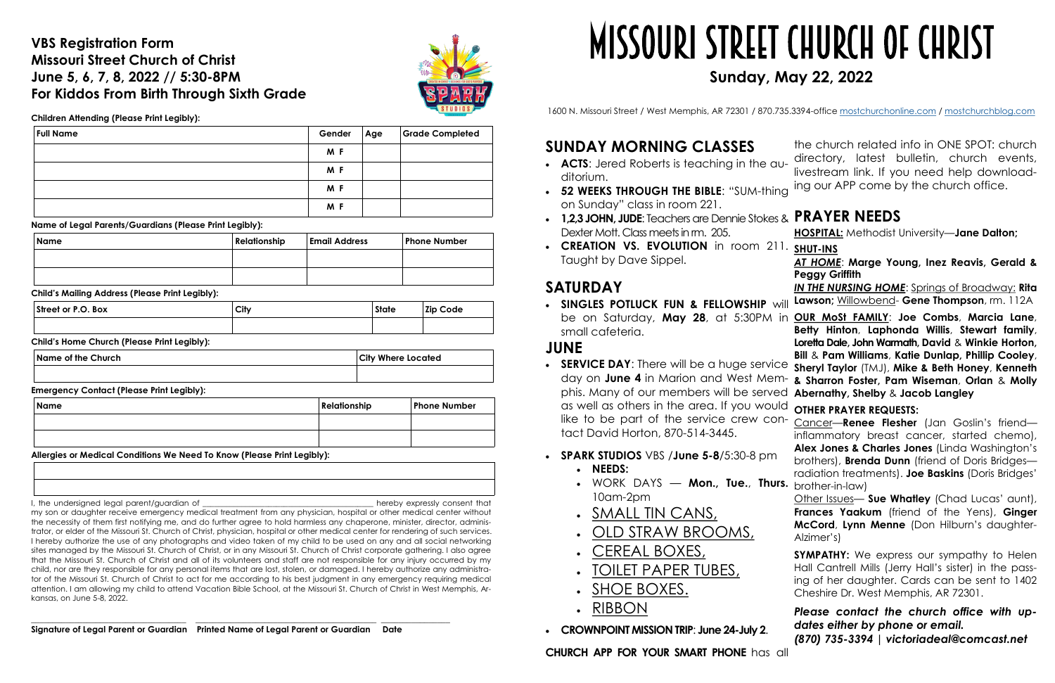# VBS Registration Form
# Missouri Street Church of Christ
# June 5, 6, 7, 8, 2022 // 5:30-8PM
# For Kiddos From Birth Through Sixth Grade

**Children Attending (Please Print Legibly):**

| Full Name | Gender | Age | Grade Completed |
|---|---|---|---|
| | M F | | |
| | M F | | |
| | M F | | |
| | M F | | |

**Name of Legal Parents/Guardians (Please Print Legibly):**

| Name | Relationship | Email Address | Phone Number |
|---|---|---|---|
| | | | |
| | | | |

**Child's Mailing Address (Please Print Legibly):**

| Street or P.O. Box | City | State | Zip Code |
|---|---|---|---|
| | | | |

**Child's Home Church (Please Print Legibly):**

| Name of the Church | City Where Located |
|---|---|
| | |

**Emergency Contact (Please Print Legibly):**

| Name | Relationship | Phone Number |
|---|---|---|
| | | |
| | | |

**Allergies or Medical Conditions We Need To Know (Please Print Legibly):**

| |
|---|
| |
| |

I, the undersigned legal parent/guardian of ________________________________ hereby expressly consent that my son or daughter receive emergency medical treatment from any physician, hospital or other medical center without the necessity of them first notifying me, and do further agree to hold harmless any chaperone, minister, director, administrator, or elder of the Missouri St. Church of Christ, physician, hospital or other medical center for rendering of such services. I hereby authorize the use of any photographs and video taken of my child to be used on any and all social networking sites managed by the Missouri St. Church of Christ, or in any Missouri St. Church of Christ corporate gathering. I also agree that the Missouri St. Church of Christ and all of its volunteers and staff are not responsible for any injury occurred by my child, nor are they responsible for any personal items that are lost, stolen, or damaged. I hereby authorize any administrator of the Missouri St. Church of Christ to act for me according to his best judgment in any emergency requiring medical attention. I am allowing my child to attend Vacation Bible School, at the Missouri St. Church of Christ in West Memphis, Arkansas, on June 5-8, 2022.

________________________ ________________________ ____________

**Signature of Legal Parent or Guardian    Printed Name of Legal Parent or Guardian    Date**

# MISSOURI STREET CHURCH OF CHRIST

## Sunday, May 22, 2022

1600 N. Missouri Street / West Memphis, AR 72301 / 870.735.3394-office mostchurchonline.com / mostchurchblog.com

## SUNDAY MORNING CLASSES

- **ACTS**: Jered Roberts is teaching in the auditorium.
- **52 WEEKS THROUGH THE BIBLE**: "SUM-thing on Sunday" class in room 221.
- **1,2,3 JOHN, JUDE**: Teachers are Dennie Stokes & Dexter Mott. Class meets in rm. 205.
- **CREATION VS. EVOLUTION** in room 211. Taught by Dave Sippel.

## SATURDAY

- **SINGLES POTLUCK FUN & FELLOWSHIP** will be on Saturday, **May 28**, at 5:30PM in small cafeteria.

## JUNE

- **SERVICE DAY**: There will be a huge service day on **June 4** in Marion and West Memphis. Many of our members will be served as well as others in the area. If you would like to be part of the service crew contact David Horton, 870-514-3445.
- **SPARK STUDIOS** VBS /**June 5-8**/5:30-8 pm
  - **NEEDS:**
  - WORK DAYS — **Mon., Tue.**, **Thurs.** 10am-2pm
  - SMALL TIN CANS,
  - OLD STRAW BROOMS,
  - CEREAL BOXES,
  - TOILET PAPER TUBES,
  - SHOE BOXES.
  - RIBBON
- **CROWNPOINT MISSION TRIP**: **June 24-July 2**.

**CHURCH APP FOR YOUR SMART PHONE** has all the church related info in ONE SPOT: church directory, latest bulletin, church events, livestream link. If you need help downloading our APP come by the church office.

## PRAYER NEEDS

**HOSPITAL:** Methodist University—**Jane Dalton;**

**SHUT-INS**

***AT HOME***: **Marge Young, Inez Reavis, Gerald & Peggy Griffith**

***IN THE NURSING HOME***: Springs of Broadway: **Rita Lawson;** Willowbend- **Gene Thompson**, rm. 112A

**OUR MoSt FAMILY**: **Joe Combs**, **Marcia Lane**, **Betty Hinton**, **Laphonda Willis**, **Stewart family**, **Loretta Dale, John Warmath, David** & **Winkie Horton, Bill** & **Pam Williams**, **Katie Dunlap, Phillip Cooley**, **Sheryl Taylor** (TMJ), **Mike & Beth Honey**, **Kenneth & Sharron Foster, Pam Wiseman**, **Orlan** & **Molly Abernathy, Shelby** & **Jacob Langley**

**OTHER PRAYER REQUESTS:**

Cancer—**Renee Flesher** (Jan Goslin's friend—inflammatory breast cancer, started chemo), **Alex Jones & Charles Jones** (Linda Washington's brothers), **Brenda Dunn** (friend of Doris Bridges—radiation treatments). **Joe Baskins** (Doris Bridges' brother-in-law)

Other Issues— **Sue Whatley** (Chad Lucas' aunt), **Frances Yaakum** (friend of the Yens), **Ginger McCord**, **Lynn Menne** (Don Hilburn's daughter-Alzimer's)

**SYMPATHY:** We express our sympathy to Helen Hall Cantrell Mills (Jerry Hall's sister) in the passing of her daughter. Cards can be sent to 1402 Cheshire Dr. West Memphis, AR 72301.

***Please contact the church office with updates either by phone or email.***
***(870) 735-3394 | victoriadeal@comcast.net***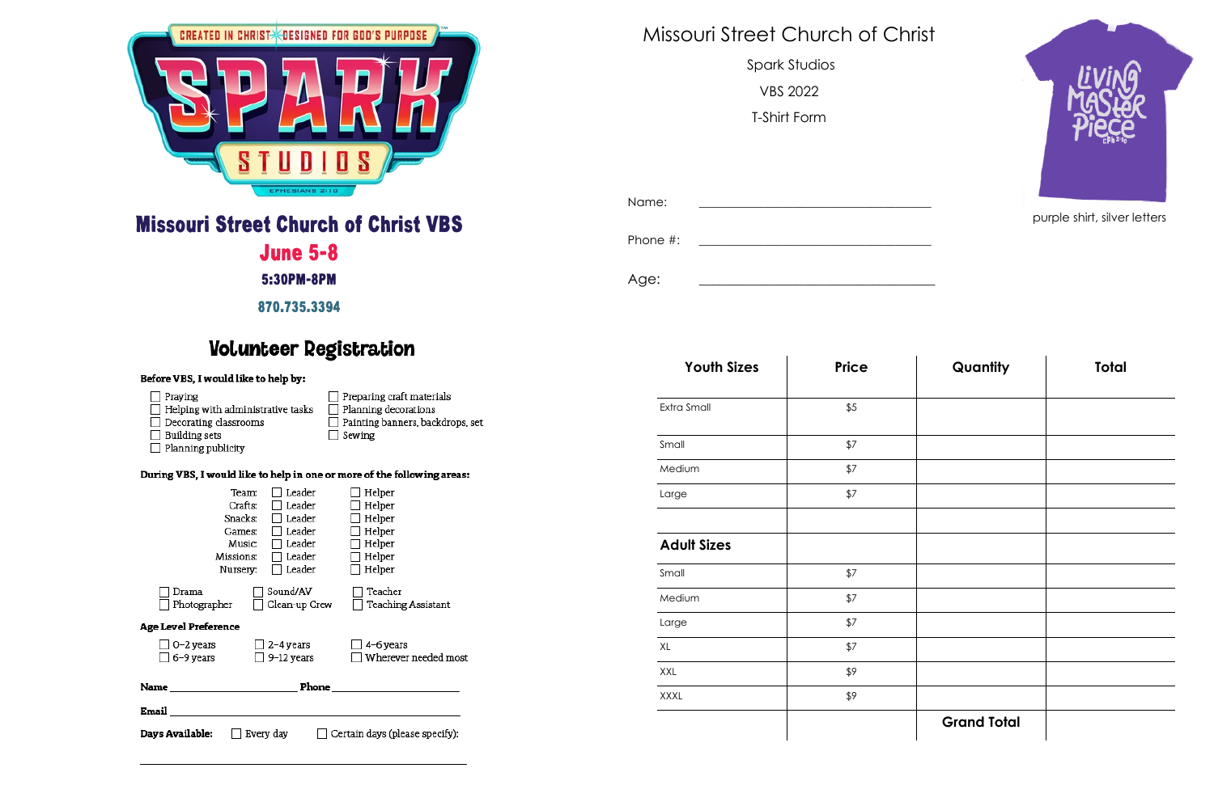CREATED IN CHRIST DESIGNED FOR GOD'S PURPOSE

# SPARK STUDIOS

EPHESIANS 2:10

## Missouri Street Church of Christ VBS

**June 5-8**

**5:30PM-8PM**

**870.735.3394**

## Volunteer Registration

**Before VBS, I would like to help by:**

- ☐ Praying
- ☐ Helping with administrative tasks
- ☐ Decorating classrooms
- ☐ Building sets
- ☐ Planning publicity
- ☐ Preparing craft materials
- ☐ Planning decorations
- ☐ Painting banners, backdrops, set
- ☐ Sewing

**During VBS, I would like to help in one or more of the following areas:**

| | | |
|---|---|---|
| Team: | ☐ Leader | ☐ Helper |
| Crafts: | ☐ Leader | ☐ Helper |
| Snacks: | ☐ Leader | ☐ Helper |
| Games: | ☐ Leader | ☐ Helper |
| Music: | ☐ Leader | ☐ Helper |
| Missions: | ☐ Leader | ☐ Helper |
| Nursery: | ☐ Leader | ☐ Helper |

- ☐ Drama
- ☐ Photographer
- ☐ Sound/AV
- ☐ Clean-up Crew
- ☐ Teacher
- ☐ Teaching Assistant

**Age Level Preference**

- ☐ 0–2 years
- ☐ 6–9 years
- ☐ 2–4 years
- ☐ 9–12 years
- ☐ 4–6 years
- ☐ Wherever needed most

**Name** ____________________ **Phone** ____________________

**Email** ________________________________________

**Days Available:** ☐ Every day ☐ Certain days (please specify):

________________________________________

# Missouri Street Church of Christ

Spark Studios

VBS 2022

T-Shirt Form

purple shirt, silver letters

Name: ______________________________

Phone #: ______________________________

Age: ______________________________

| Youth Sizes | Price | Quantity | Total |
|---|---|---|---|
| Extra Small | $5 | | |
| Small | $7 | | |
| Medium | $7 | | |
| Large | $7 | | |
| | | | |
| **Adult Sizes** | | | |
| Small | $7 | | |
| Medium | $7 | | |
| Large | $7 | | |
| XL | $7 | | |
| XXL | $9 | | |
| XXXL | $9 | | |
| | | **Grand Total** | |